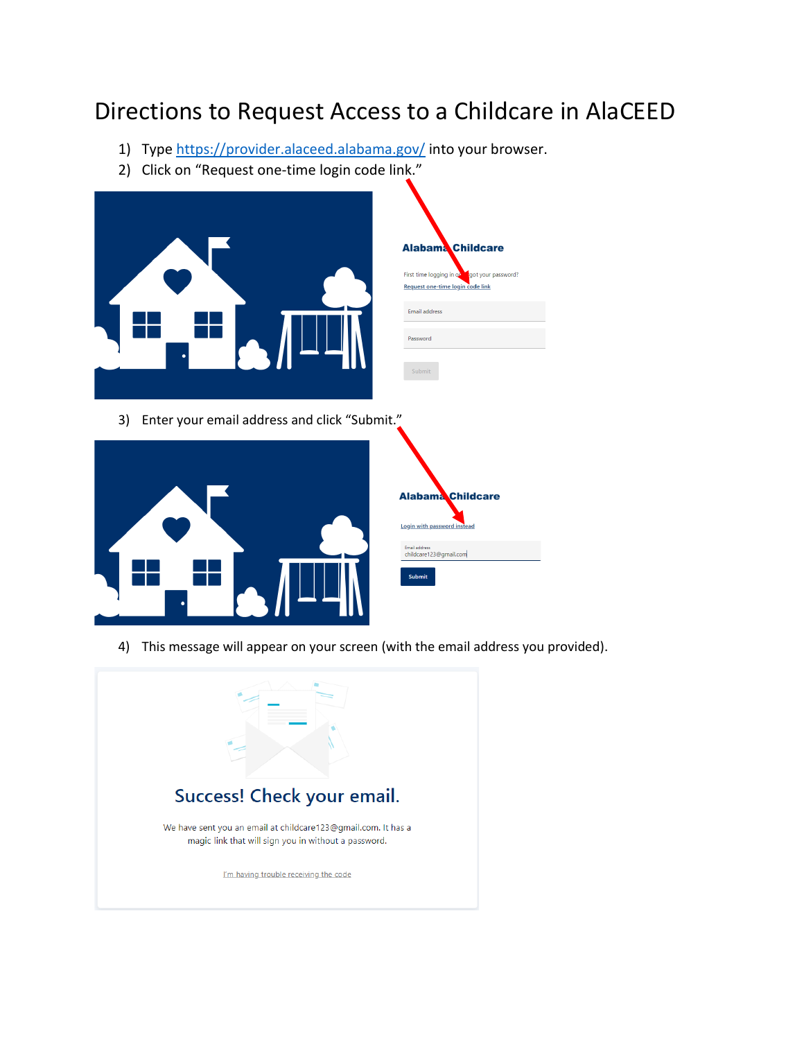# Directions to Request Access to a Childcare in AlaCEED

1) Type https://provider.alaceed.alabama.gov/ into your browser.
2) Click on "Request one-time login code link."

Alabama Childcare

First time logging in or forgot your password?
Request one-time login code link

Email address

Password

Submit

3) Enter your email address and click "Submit."

Alabama Childcare

Login with password instead

Email address
childcare123@gmail.com

Submit

4) This message will appear on your screen (with the email address you provided).

Success! Check your email.

We have sent you an email at childcare123@gmail.com. It has a magic link that will sign you in without a password.

I'm having trouble receiving the code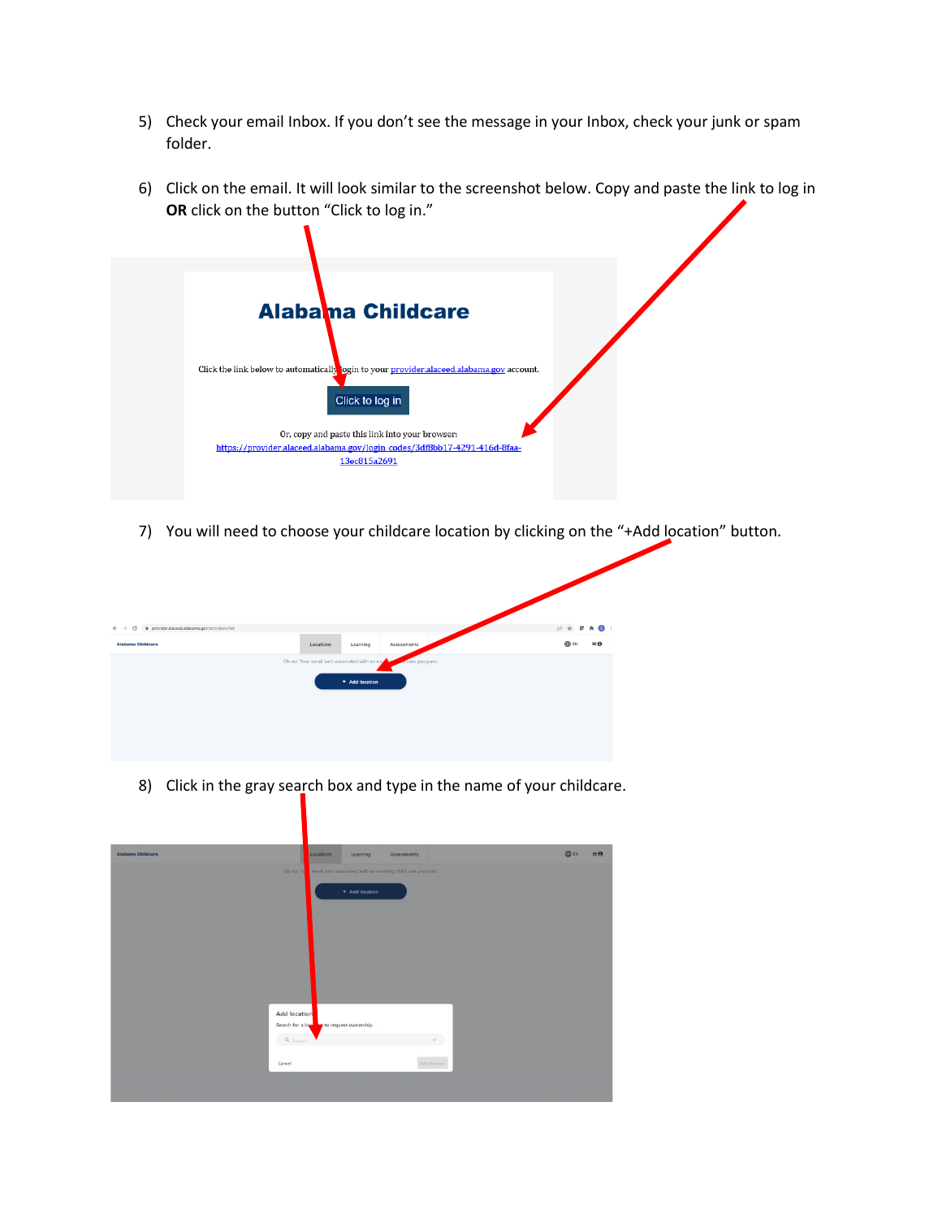5) Check your email Inbox. If you don't see the message in your Inbox, check your junk or spam folder.

6) Click on the email. It will look similar to the screenshot below. Copy and paste the link to log in **OR** click on the button "Click to log in."

7) You will need to choose your childcare location by clicking on the "+Add location" button.

8) Click in the gray search box and type in the name of your childcare.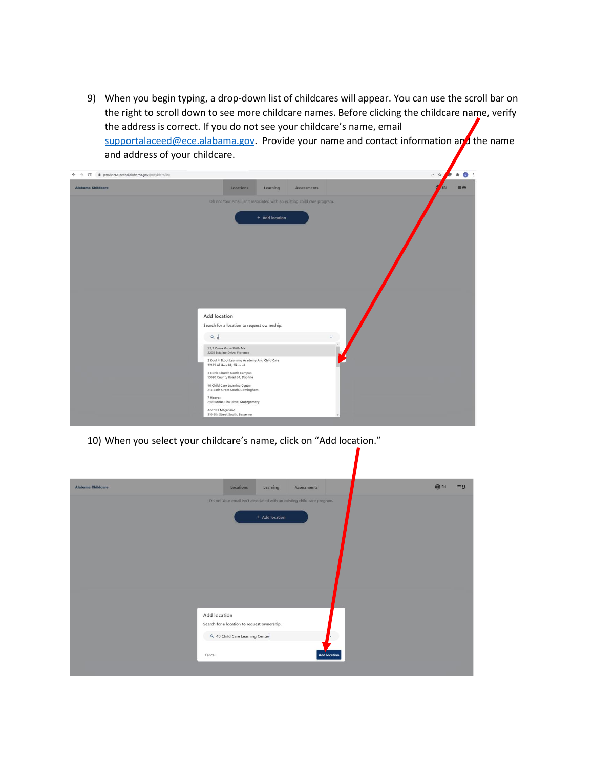9) When you begin typing, a drop-down list of childcares will appear. You can use the scroll bar on the right to scroll down to see more childcare names. Before clicking the childcare name, verify the address is correct. If you do not see your childcare's name, email [supportalaceed@ece.alabama.gov](mailto:supportalaceed@ece.alabama.gov). Provide your name and contact information and the name and address of your childcare.

10) When you select your childcare's name, click on "Add location."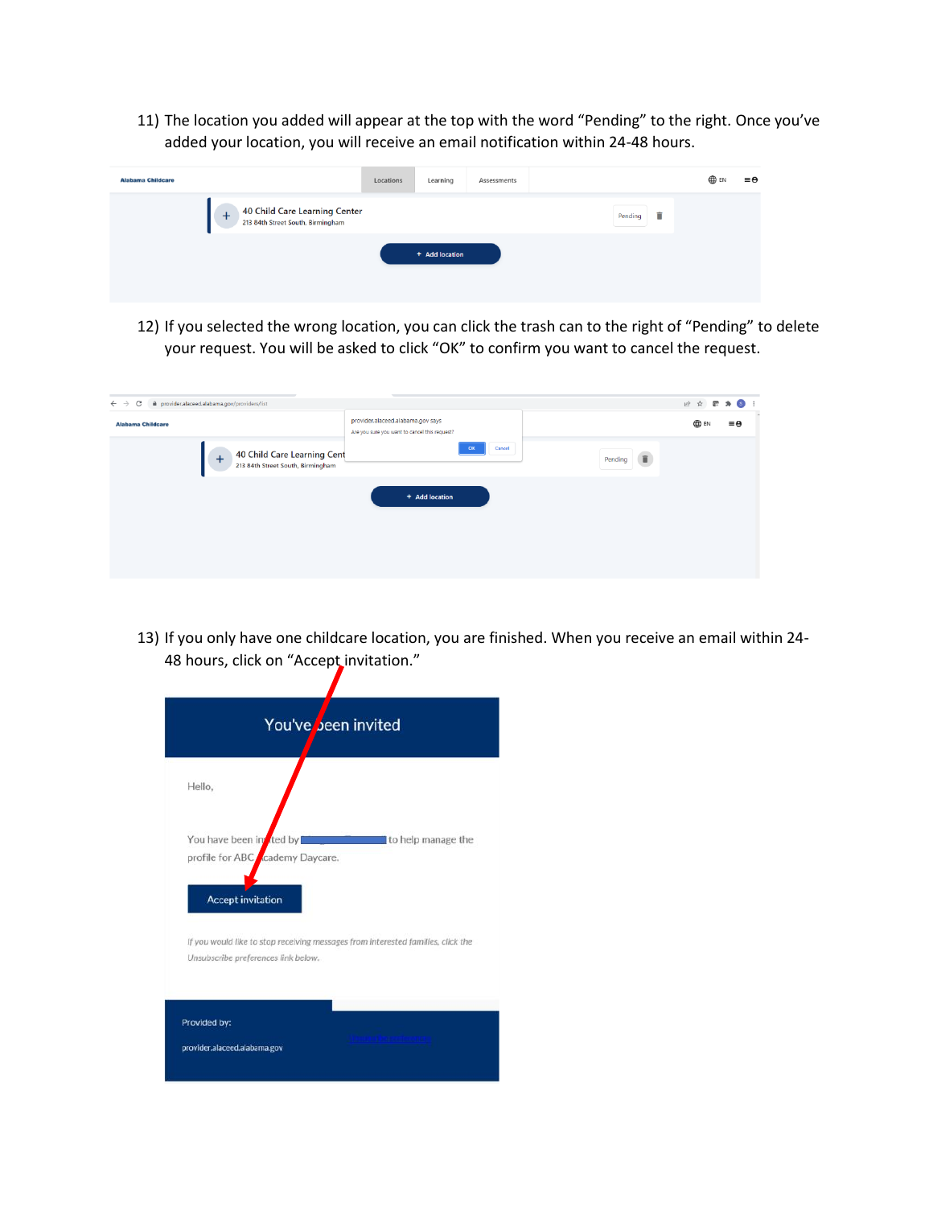11) The location you added will appear at the top with the word "Pending" to the right. Once you've added your location, you will receive an email notification within 24-48 hours.

12) If you selected the wrong location, you can click the trash can to the right of "Pending" to delete your request. You will be asked to click "OK" to confirm you want to cancel the request.

13) If you only have one childcare location, you are finished. When you receive an email within 24-48 hours, click on "Accept invitation."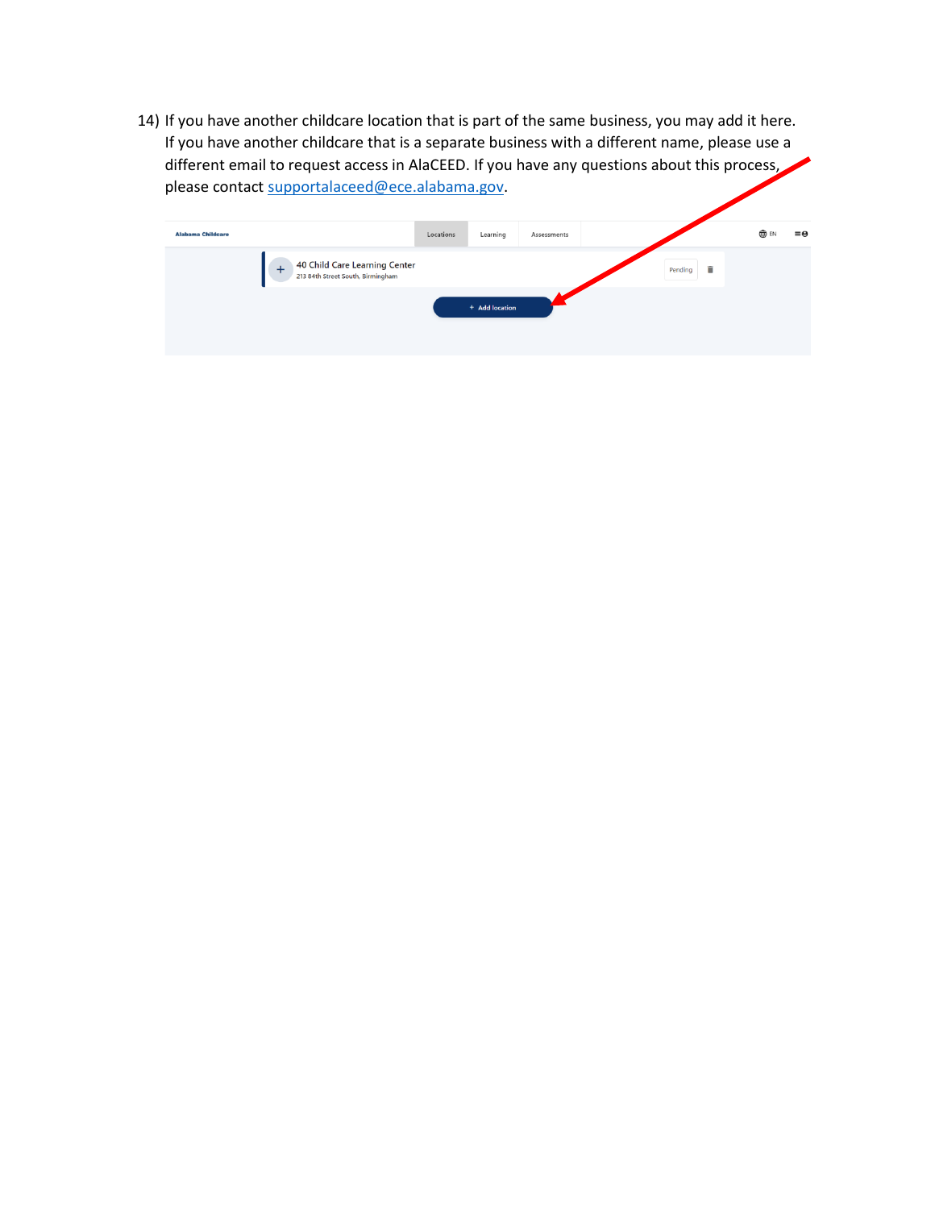14) If you have another childcare location that is part of the same business, you may add it here. If you have another childcare that is a separate business with a different name, please use a different email to request access in AlaCEED. If you have any questions about this process, please contact [supportalaceed@ece.alabama.gov](mailto:supportalaceed@ece.alabama.gov).